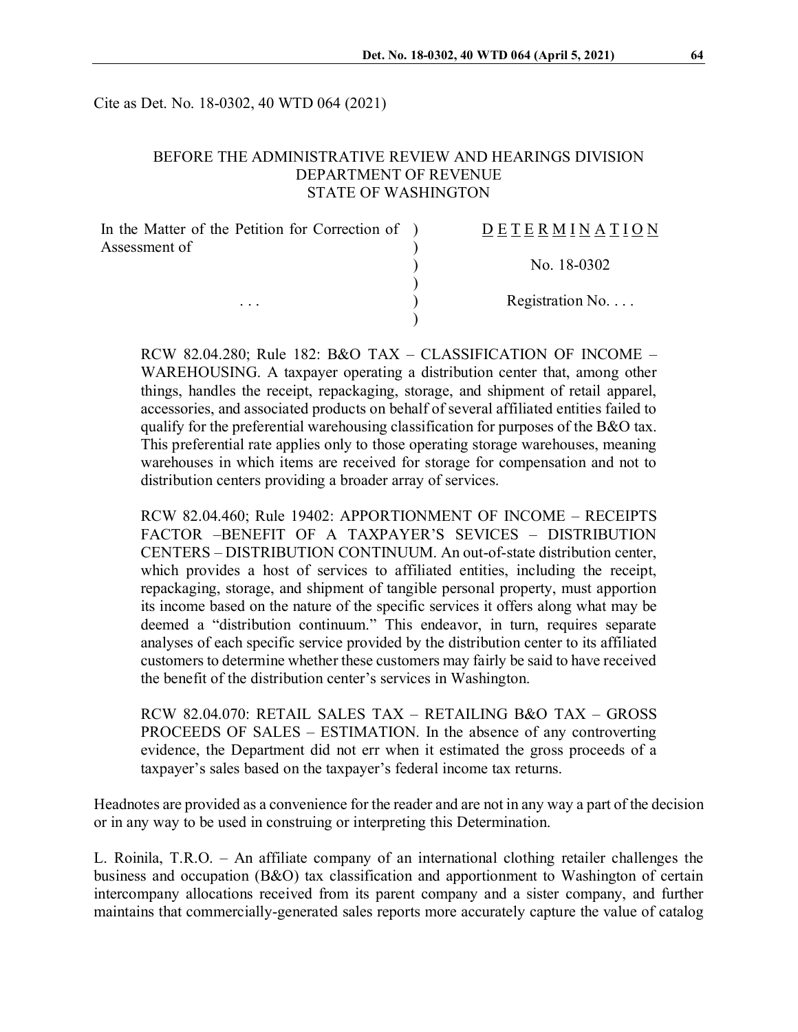Cite as Det. No. 18-0302, 40 WTD 064 (2021)

BEFORE THE ADMINISTRATIVE REVIEW AND HEARINGS DIVISION
DEPARTMENT OF REVENUE
STATE OF WASHINGTON

| In the Matter of the Petition for Correction of Assessment of | D E T E R M I N A T I O N |
|---|---|
| | No. 18-0302 |
| . . . | Registration No. . . . |

RCW 82.04.280; Rule 182: B&O TAX – CLASSIFICATION OF INCOME – WAREHOUSING. A taxpayer operating a distribution center that, among other things, handles the receipt, repackaging, storage, and shipment of retail apparel, accessories, and associated products on behalf of several affiliated entities failed to qualify for the preferential warehousing classification for purposes of the B&O tax. This preferential rate applies only to those operating storage warehouses, meaning warehouses in which items are received for storage for compensation and not to distribution centers providing a broader array of services.

RCW 82.04.460; Rule 19402: APPORTIONMENT OF INCOME – RECEIPTS FACTOR –BENEFIT OF A TAXPAYER'S SEVICES – DISTRIBUTION CENTERS – DISTRIBUTION CONTINUUM. An out-of-state distribution center, which provides a host of services to affiliated entities, including the receipt, repackaging, storage, and shipment of tangible personal property, must apportion its income based on the nature of the specific services it offers along what may be deemed a "distribution continuum." This endeavor, in turn, requires separate analyses of each specific service provided by the distribution center to its affiliated customers to determine whether these customers may fairly be said to have received the benefit of the distribution center's services in Washington.

RCW 82.04.070: RETAIL SALES TAX – RETAILING B&O TAX – GROSS PROCEEDS OF SALES – ESTIMATION. In the absence of any controverting evidence, the Department did not err when it estimated the gross proceeds of a taxpayer's sales based on the taxpayer's federal income tax returns.

Headnotes are provided as a convenience for the reader and are not in any way a part of the decision or in any way to be used in construing or interpreting this Determination.

L. Roinila, T.R.O. – An affiliate company of an international clothing retailer challenges the business and occupation (B&O) tax classification and apportionment to Washington of certain intercompany allocations received from its parent company and a sister company, and further maintains that commercially-generated sales reports more accurately capture the value of catalog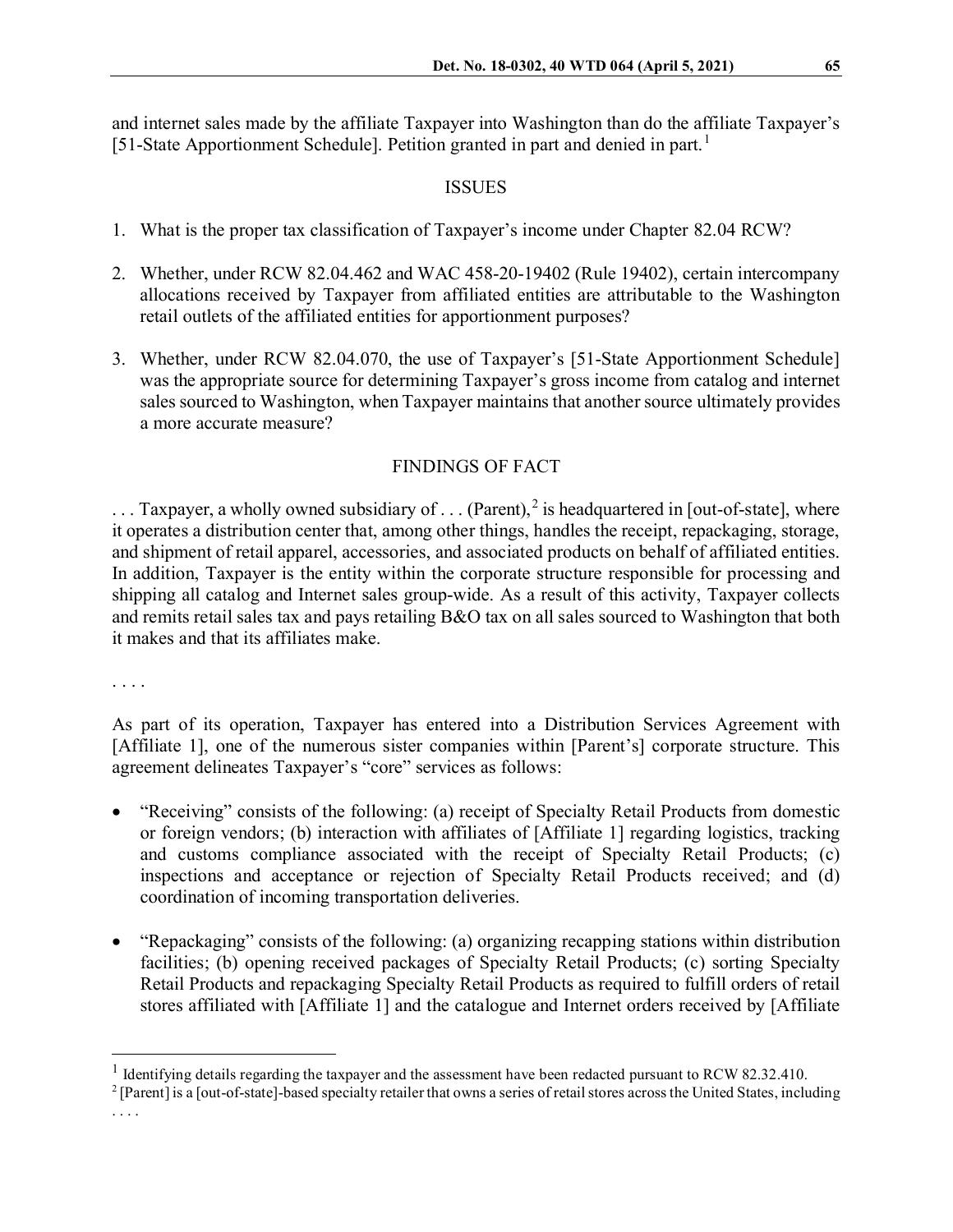and internet sales made by the affiliate Taxpayer into Washington than do the affiliate Taxpayer's [51-State Apportionment Schedule]. Petition granted in part and denied in part.[1]

## ISSUES

1. What is the proper tax classification of Taxpayer's income under Chapter 82.04 RCW?

2. Whether, under RCW 82.04.462 and WAC 458-20-19402 (Rule 19402), certain intercompany allocations received by Taxpayer from affiliated entities are attributable to the Washington retail outlets of the affiliated entities for apportionment purposes?

3. Whether, under RCW 82.04.070, the use of Taxpayer's [51-State Apportionment Schedule] was the appropriate source for determining Taxpayer's gross income from catalog and internet sales sourced to Washington, when Taxpayer maintains that another source ultimately provides a more accurate measure?

## FINDINGS OF FACT

. . . Taxpayer, a wholly owned subsidiary of . . . (Parent),[2] is headquartered in [out-of-state], where it operates a distribution center that, among other things, handles the receipt, repackaging, storage, and shipment of retail apparel, accessories, and associated products on behalf of affiliated entities. In addition, Taxpayer is the entity within the corporate structure responsible for processing and shipping all catalog and Internet sales group-wide. As a result of this activity, Taxpayer collects and remits retail sales tax and pays retailing B&O tax on all sales sourced to Washington that both it makes and that its affiliates make.

. . . .

As part of its operation, Taxpayer has entered into a Distribution Services Agreement with [Affiliate 1], one of the numerous sister companies within [Parent's] corporate structure. This agreement delineates Taxpayer's "core" services as follows:

- "Receiving" consists of the following: (a) receipt of Specialty Retail Products from domestic or foreign vendors; (b) interaction with affiliates of [Affiliate 1] regarding logistics, tracking and customs compliance associated with the receipt of Specialty Retail Products; (c) inspections and acceptance or rejection of Specialty Retail Products received; and (d) coordination of incoming transportation deliveries.

- "Repackaging" consists of the following: (a) organizing recapping stations within distribution facilities; (b) opening received packages of Specialty Retail Products; (c) sorting Specialty Retail Products and repackaging Specialty Retail Products as required to fulfill orders of retail stores affiliated with [Affiliate 1] and the catalogue and Internet orders received by [Affiliate

---

[1] Identifying details regarding the taxpayer and the assessment have been redacted pursuant to RCW 82.32.410.

[2] [Parent] is a [out-of-state]-based specialty retailer that owns a series of retail stores across the United States, including . . . .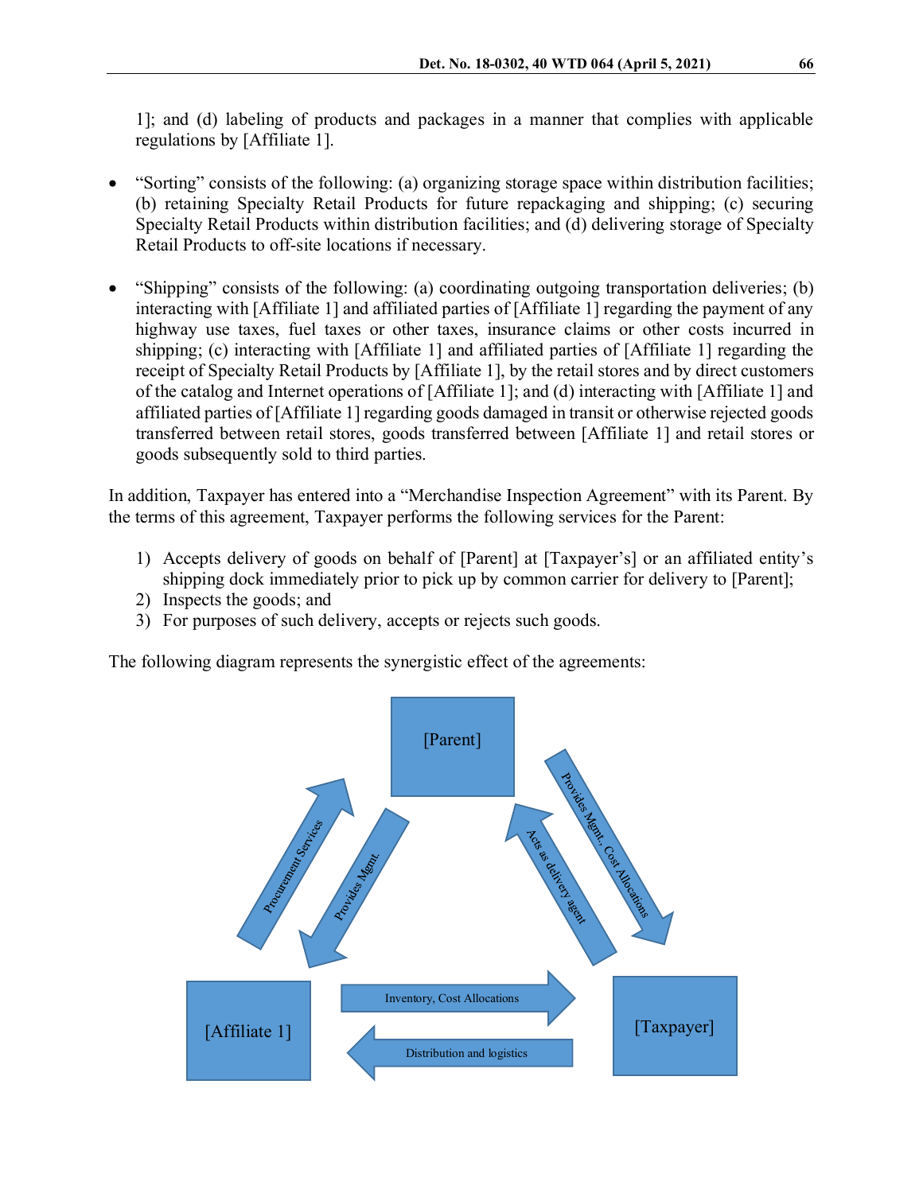1]; and (d) labeling of products and packages in a manner that complies with applicable regulations by [Affiliate 1].

- "Sorting" consists of the following: (a) organizing storage space within distribution facilities; (b) retaining Specialty Retail Products for future repackaging and shipping; (c) securing Specialty Retail Products within distribution facilities; and (d) delivering storage of Specialty Retail Products to off-site locations if necessary.

- "Shipping" consists of the following: (a) coordinating outgoing transportation deliveries; (b) interacting with [Affiliate 1] and affiliated parties of [Affiliate 1] regarding the payment of any highway use taxes, fuel taxes or other taxes, insurance claims or other costs incurred in shipping; (c) interacting with [Affiliate 1] and affiliated parties of [Affiliate 1] regarding the receipt of Specialty Retail Products by [Affiliate 1], by the retail stores and by direct customers of the catalog and Internet operations of [Affiliate 1]; and (d) interacting with [Affiliate 1] and affiliated parties of [Affiliate 1] regarding goods damaged in transit or otherwise rejected goods transferred between retail stores, goods transferred between [Affiliate 1] and retail stores or goods subsequently sold to third parties.

In addition, Taxpayer has entered into a "Merchandise Inspection Agreement" with its Parent. By the terms of this agreement, Taxpayer performs the following services for the Parent:

1) Accepts delivery of goods on behalf of [Parent] at [Taxpayer's] or an affiliated entity's shipping dock immediately prior to pick up by common carrier for delivery to [Parent];
2) Inspects the goods; and
3) For purposes of such delivery, accepts or rejects such goods.

The following diagram represents the synergistic effect of the agreements:

[Parent]

[Affiliate 1]

[Taxpayer]

Procurement Services

Provides Mgmt.

Provides Mgmt, Cost Allocations

Acts as delivery agent

Inventory, Cost Allocations

Distribution and logistics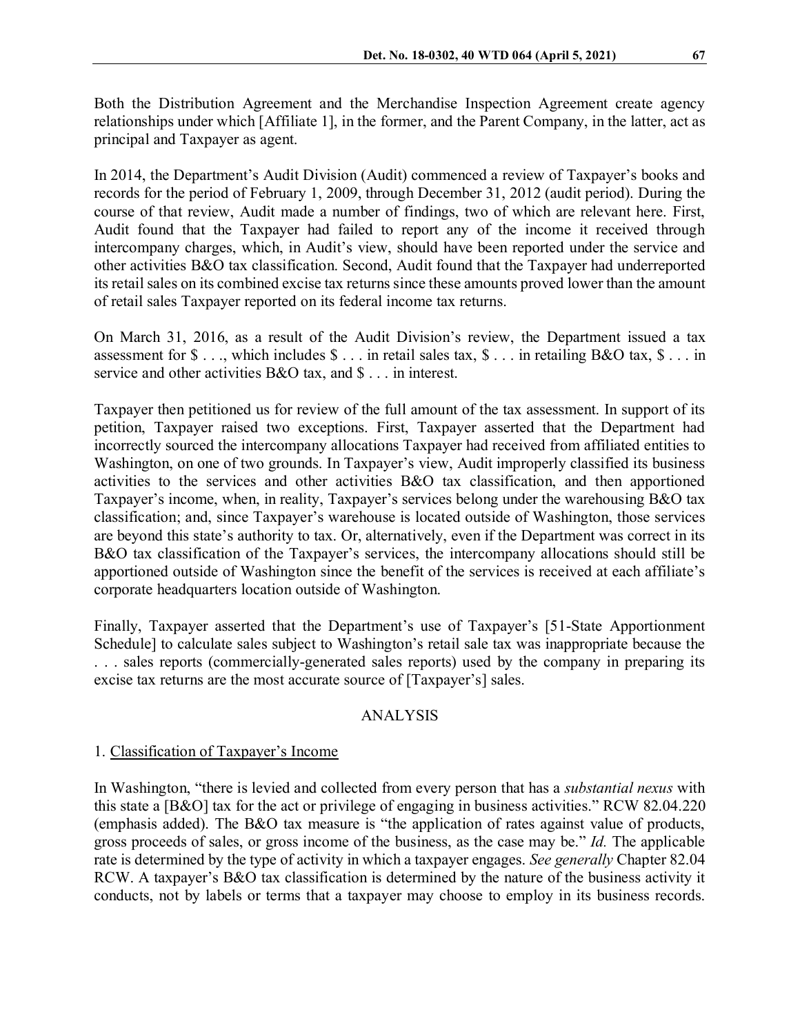Both the Distribution Agreement and the Merchandise Inspection Agreement create agency relationships under which [Affiliate 1], in the former, and the Parent Company, in the latter, act as principal and Taxpayer as agent.

In 2014, the Department's Audit Division (Audit) commenced a review of Taxpayer's books and records for the period of February 1, 2009, through December 31, 2012 (audit period). During the course of that review, Audit made a number of findings, two of which are relevant here. First, Audit found that the Taxpayer had failed to report any of the income it received through intercompany charges, which, in Audit's view, should have been reported under the service and other activities B&O tax classification. Second, Audit found that the Taxpayer had underreported its retail sales on its combined excise tax returns since these amounts proved lower than the amount of retail sales Taxpayer reported on its federal income tax returns.

On March 31, 2016, as a result of the Audit Division's review, the Department issued a tax assessment for $ . . ., which includes $ . . . in retail sales tax, $ . . . in retailing B&O tax, $ . . . in service and other activities B&O tax, and $ . . . in interest.

Taxpayer then petitioned us for review of the full amount of the tax assessment. In support of its petition, Taxpayer raised two exceptions. First, Taxpayer asserted that the Department had incorrectly sourced the intercompany allocations Taxpayer had received from affiliated entities to Washington, on one of two grounds. In Taxpayer's view, Audit improperly classified its business activities to the services and other activities B&O tax classification, and then apportioned Taxpayer's income, when, in reality, Taxpayer's services belong under the warehousing B&O tax classification; and, since Taxpayer's warehouse is located outside of Washington, those services are beyond this state's authority to tax. Or, alternatively, even if the Department was correct in its B&O tax classification of the Taxpayer's services, the intercompany allocations should still be apportioned outside of Washington since the benefit of the services is received at each affiliate's corporate headquarters location outside of Washington.

Finally, Taxpayer asserted that the Department's use of Taxpayer's [51-State Apportionment Schedule] to calculate sales subject to Washington's retail sale tax was inappropriate because the . . . sales reports (commercially-generated sales reports) used by the company in preparing its excise tax returns are the most accurate source of [Taxpayer's] sales.

## ANALYSIS

### 1. Classification of Taxpayer's Income

In Washington, "there is levied and collected from every person that has a *substantial nexus* with this state a [B&O] tax for the act or privilege of engaging in business activities." RCW 82.04.220 (emphasis added). The B&O tax measure is "the application of rates against value of products, gross proceeds of sales, or gross income of the business, as the case may be." *Id.* The applicable rate is determined by the type of activity in which a taxpayer engages. *See generally* Chapter 82.04 RCW. A taxpayer's B&O tax classification is determined by the nature of the business activity it conducts, not by labels or terms that a taxpayer may choose to employ in its business records.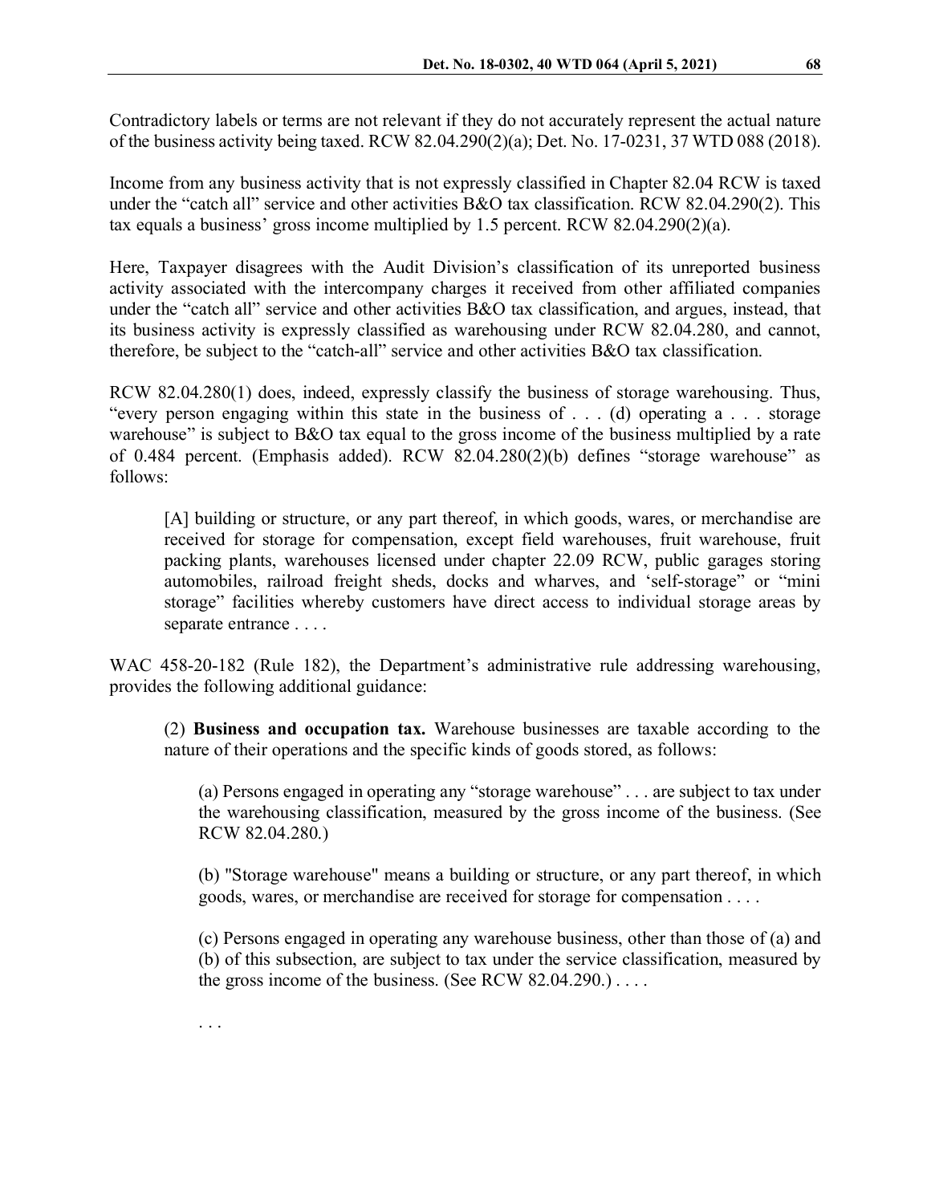Contradictory labels or terms are not relevant if they do not accurately represent the actual nature of the business activity being taxed. RCW 82.04.290(2)(a); Det. No. 17-0231, 37 WTD 088 (2018).

Income from any business activity that is not expressly classified in Chapter 82.04 RCW is taxed under the "catch all" service and other activities B&O tax classification. RCW 82.04.290(2). This tax equals a business' gross income multiplied by 1.5 percent. RCW 82.04.290(2)(a).

Here, Taxpayer disagrees with the Audit Division's classification of its unreported business activity associated with the intercompany charges it received from other affiliated companies under the "catch all" service and other activities B&O tax classification, and argues, instead, that its business activity is expressly classified as warehousing under RCW 82.04.280, and cannot, therefore, be subject to the "catch-all" service and other activities B&O tax classification.

RCW 82.04.280(1) does, indeed, expressly classify the business of storage warehousing. Thus, "every person engaging within this state in the business of . . . (d) operating a . . . storage warehouse" is subject to B&O tax equal to the gross income of the business multiplied by a rate of 0.484 percent. (Emphasis added). RCW 82.04.280(2)(b) defines "storage warehouse" as follows:

> [A] building or structure, or any part thereof, in which goods, wares, or merchandise are received for storage for compensation, except field warehouses, fruit warehouse, fruit packing plants, warehouses licensed under chapter 22.09 RCW, public garages storing automobiles, railroad freight sheds, docks and wharves, and 'self-storage" or "mini storage" facilities whereby customers have direct access to individual storage areas by separate entrance . . . .

WAC 458-20-182 (Rule 182), the Department's administrative rule addressing warehousing, provides the following additional guidance:

> (2) **Business and occupation tax.** Warehouse businesses are taxable according to the nature of their operations and the specific kinds of goods stored, as follows:
>
> > (a) Persons engaged in operating any "storage warehouse" . . . are subject to tax under the warehousing classification, measured by the gross income of the business. (See RCW 82.04.280.)
> >
> > (b) "Storage warehouse" means a building or structure, or any part thereof, in which goods, wares, or merchandise are received for storage for compensation . . . .
> >
> > (c) Persons engaged in operating any warehouse business, other than those of (a) and (b) of this subsection, are subject to tax under the service classification, measured by the gross income of the business. (See RCW 82.04.290.) . . . .
>
> . . .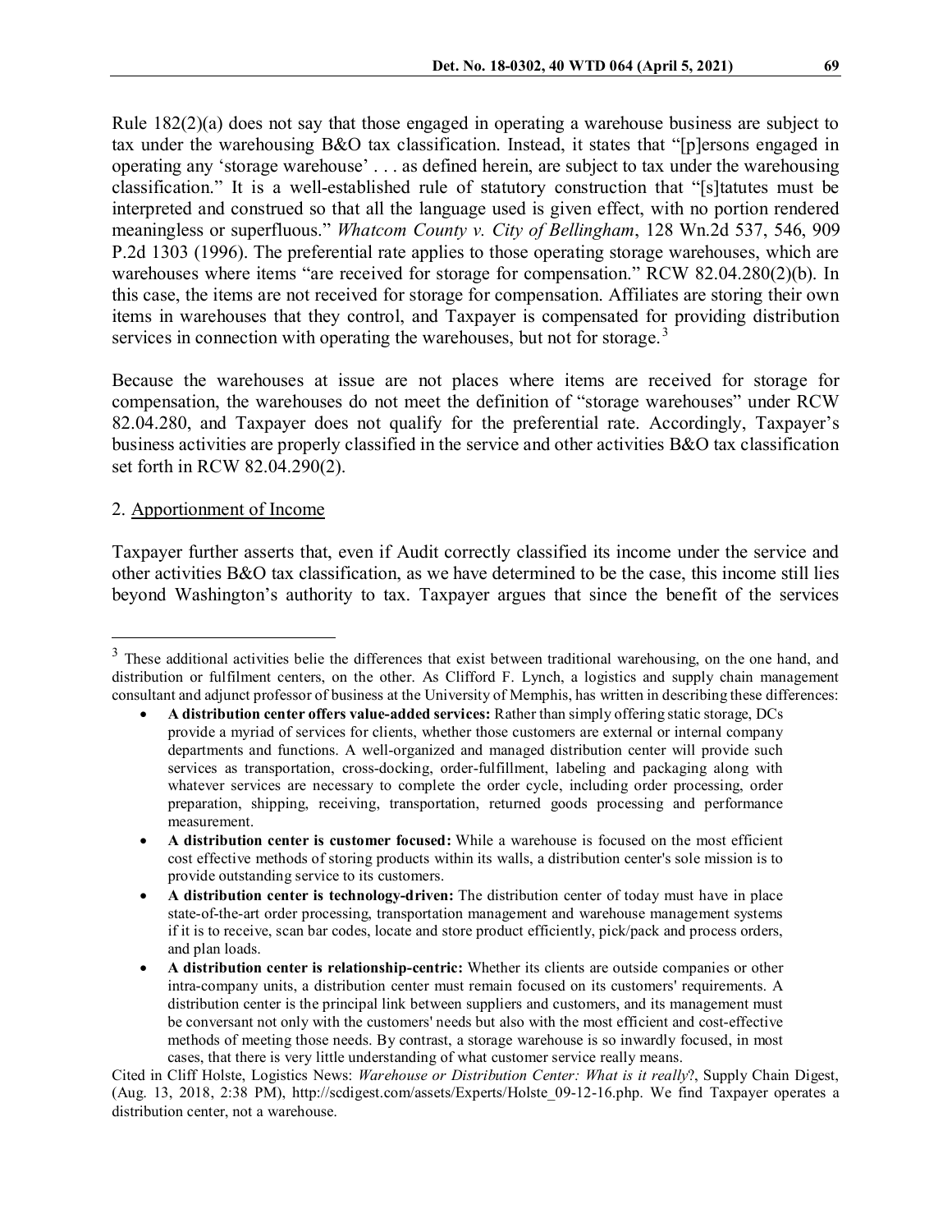Rule 182(2)(a) does not say that those engaged in operating a warehouse business are subject to tax under the warehousing B&O tax classification. Instead, it states that "[p]ersons engaged in operating any 'storage warehouse' . . . as defined herein, are subject to tax under the warehousing classification." It is a well-established rule of statutory construction that "[s]tatutes must be interpreted and construed so that all the language used is given effect, with no portion rendered meaningless or superfluous." *Whatcom County v. City of Bellingham*, 128 Wn.2d 537, 546, 909 P.2d 1303 (1996). The preferential rate applies to those operating storage warehouses, which are warehouses where items "are received for storage for compensation." RCW 82.04.280(2)(b). In this case, the items are not received for storage for compensation. Affiliates are storing their own items in warehouses that they control, and Taxpayer is compensated for providing distribution services in connection with operating the warehouses, but not for storage.[3]

Because the warehouses at issue are not places where items are received for storage for compensation, the warehouses do not meet the definition of "storage warehouses" under RCW 82.04.280, and Taxpayer does not qualify for the preferential rate. Accordingly, Taxpayer's business activities are properly classified in the service and other activities B&O tax classification set forth in RCW 82.04.290(2).

2. Apportionment of Income

Taxpayer further asserts that, even if Audit correctly classified its income under the service and other activities B&O tax classification, as we have determined to be the case, this income still lies beyond Washington's authority to tax. Taxpayer argues that since the benefit of the services

---

[3] These additional activities belie the differences that exist between traditional warehousing, on the one hand, and distribution or fulfilment centers, on the other. As Clifford F. Lynch, a logistics and supply chain management consultant and adjunct professor of business at the University of Memphis, has written in describing these differences:

- **A distribution center offers value-added services:** Rather than simply offering static storage, DCs provide a myriad of services for clients, whether those customers are external or internal company departments and functions. A well-organized and managed distribution center will provide such services as transportation, cross-docking, order-fulfillment, labeling and packaging along with whatever services are necessary to complete the order cycle, including order processing, order preparation, shipping, receiving, transportation, returned goods processing and performance measurement.
- **A distribution center is customer focused:** While a warehouse is focused on the most efficient cost effective methods of storing products within its walls, a distribution center's sole mission is to provide outstanding service to its customers.
- **A distribution center is technology-driven:** The distribution center of today must have in place state-of-the-art order processing, transportation management and warehouse management systems if it is to receive, scan bar codes, locate and store product efficiently, pick/pack and process orders, and plan loads.
- **A distribution center is relationship-centric:** Whether its clients are outside companies or other intra-company units, a distribution center must remain focused on its customers' requirements. A distribution center is the principal link between suppliers and customers, and its management must be conversant not only with the customers' needs but also with the most efficient and cost-effective methods of meeting those needs. By contrast, a storage warehouse is so inwardly focused, in most cases, that there is very little understanding of what customer service really means.

Cited in Cliff Holste, Logistics News: *Warehouse or Distribution Center: What is it really*?, Supply Chain Digest, (Aug. 13, 2018, 2:38 PM), http://scdigest.com/assets/Experts/Holste_09-12-16.php. We find Taxpayer operates a distribution center, not a warehouse.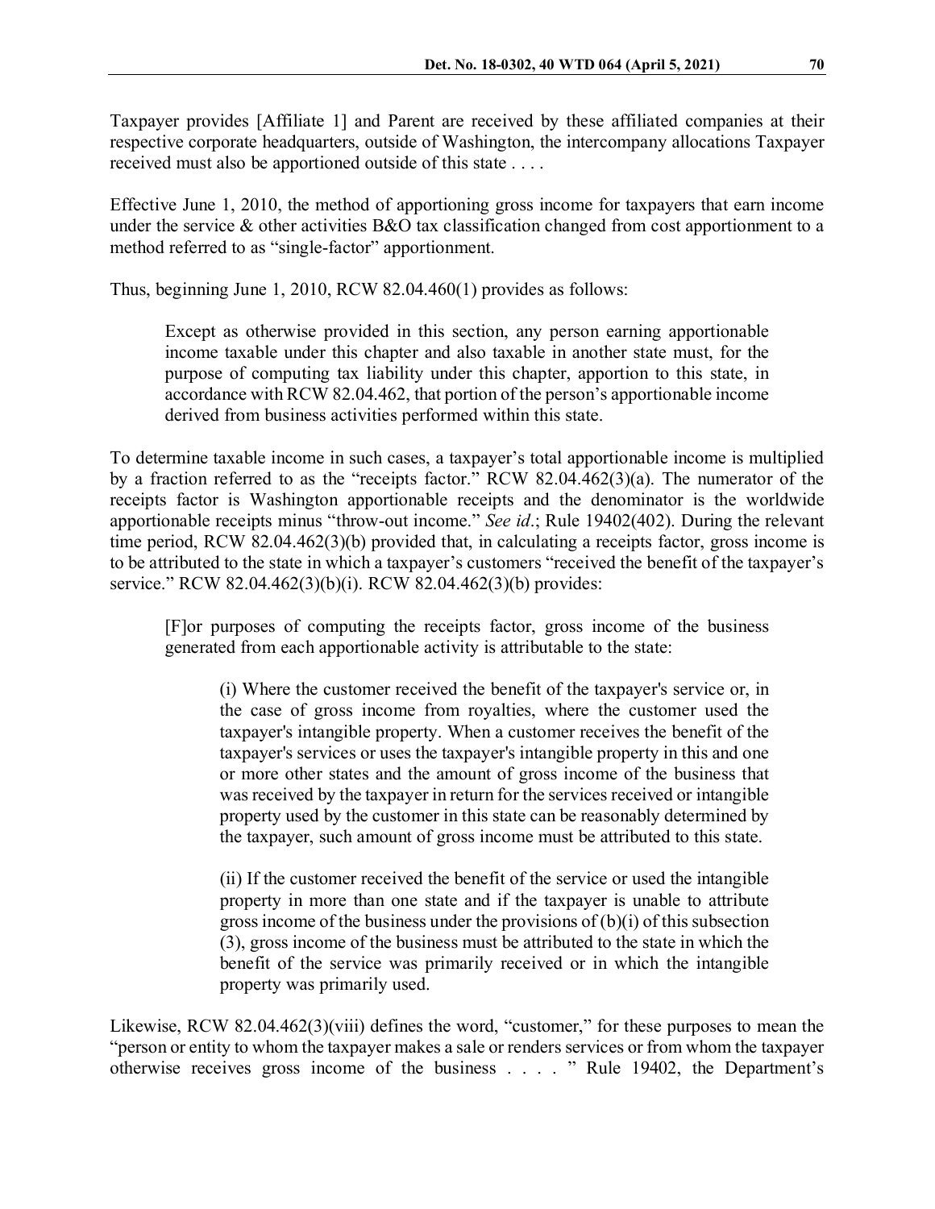Taxpayer provides [Affiliate 1] and Parent are received by these affiliated companies at their respective corporate headquarters, outside of Washington, the intercompany allocations Taxpayer received must also be apportioned outside of this state . . . .

Effective June 1, 2010, the method of apportioning gross income for taxpayers that earn income under the service & other activities B&O tax classification changed from cost apportionment to a method referred to as "single-factor" apportionment.

Thus, beginning June 1, 2010, RCW 82.04.460(1) provides as follows:

> Except as otherwise provided in this section, any person earning apportionable income taxable under this chapter and also taxable in another state must, for the purpose of computing tax liability under this chapter, apportion to this state, in accordance with RCW 82.04.462, that portion of the person's apportionable income derived from business activities performed within this state.

To determine taxable income in such cases, a taxpayer's total apportionable income is multiplied by a fraction referred to as the "receipts factor." RCW 82.04.462(3)(a). The numerator of the receipts factor is Washington apportionable receipts and the denominator is the worldwide apportionable receipts minus "throw-out income." *See id*.; Rule 19402(402). During the relevant time period, RCW 82.04.462(3)(b) provided that, in calculating a receipts factor, gross income is to be attributed to the state in which a taxpayer's customers "received the benefit of the taxpayer's service." RCW 82.04.462(3)(b)(i). RCW 82.04.462(3)(b) provides:

> [F]or purposes of computing the receipts factor, gross income of the business generated from each apportionable activity is attributable to the state:
>
> > (i) Where the customer received the benefit of the taxpayer's service or, in the case of gross income from royalties, where the customer used the taxpayer's intangible property. When a customer receives the benefit of the taxpayer's services or uses the taxpayer's intangible property in this and one or more other states and the amount of gross income of the business that was received by the taxpayer in return for the services received or intangible property used by the customer in this state can be reasonably determined by the taxpayer, such amount of gross income must be attributed to this state.
> >
> > (ii) If the customer received the benefit of the service or used the intangible property in more than one state and if the taxpayer is unable to attribute gross income of the business under the provisions of (b)(i) of this subsection (3), gross income of the business must be attributed to the state in which the benefit of the service was primarily received or in which the intangible property was primarily used.

Likewise, RCW 82.04.462(3)(viii) defines the word, "customer," for these purposes to mean the "person or entity to whom the taxpayer makes a sale or renders services or from whom the taxpayer otherwise receives gross income of the business . . . . " Rule 19402, the Department's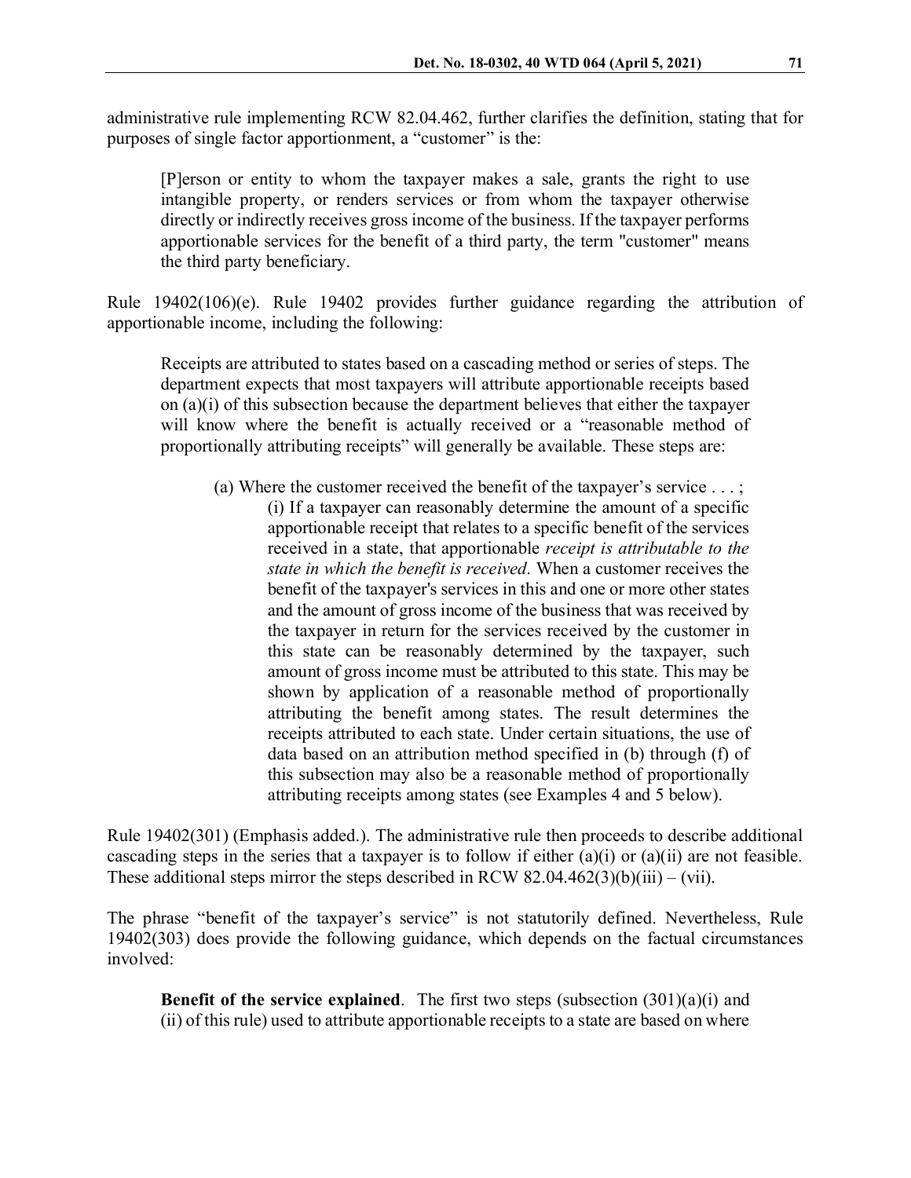administrative rule implementing RCW 82.04.462, further clarifies the definition, stating that for purposes of single factor apportionment, a "customer" is the:

> [P]erson or entity to whom the taxpayer makes a sale, grants the right to use intangible property, or renders services or from whom the taxpayer otherwise directly or indirectly receives gross income of the business. If the taxpayer performs apportionable services for the benefit of a third party, the term "customer" means the third party beneficiary.

Rule 19402(106)(e). Rule 19402 provides further guidance regarding the attribution of apportionable income, including the following:

> Receipts are attributed to states based on a cascading method or series of steps. The department expects that most taxpayers will attribute apportionable receipts based on (a)(i) of this subsection because the department believes that either the taxpayer will know where the benefit is actually received or a "reasonable method of proportionally attributing receipts" will generally be available. These steps are:
>
> > (a) Where the customer received the benefit of the taxpayer's service . . . ;
> > (i) If a taxpayer can reasonably determine the amount of a specific apportionable receipt that relates to a specific benefit of the services received in a state, that apportionable *receipt is attributable to the state in which the benefit is received*. When a customer receives the benefit of the taxpayer's services in this and one or more other states and the amount of gross income of the business that was received by the taxpayer in return for the services received by the customer in this state can be reasonably determined by the taxpayer, such amount of gross income must be attributed to this state. This may be shown by application of a reasonable method of proportionally attributing the benefit among states. The result determines the receipts attributed to each state. Under certain situations, the use of data based on an attribution method specified in (b) through (f) of this subsection may also be a reasonable method of proportionally attributing receipts among states (see Examples 4 and 5 below).

Rule 19402(301) (Emphasis added.). The administrative rule then proceeds to describe additional cascading steps in the series that a taxpayer is to follow if either (a)(i) or (a)(ii) are not feasible. These additional steps mirror the steps described in RCW 82.04.462(3)(b)(iii) – (vii).

The phrase "benefit of the taxpayer's service" is not statutorily defined. Nevertheless, Rule 19402(303) does provide the following guidance, which depends on the factual circumstances involved:

> **Benefit of the service explained**. The first two steps (subsection (301)(a)(i) and (ii) of this rule) used to attribute apportionable receipts to a state are based on where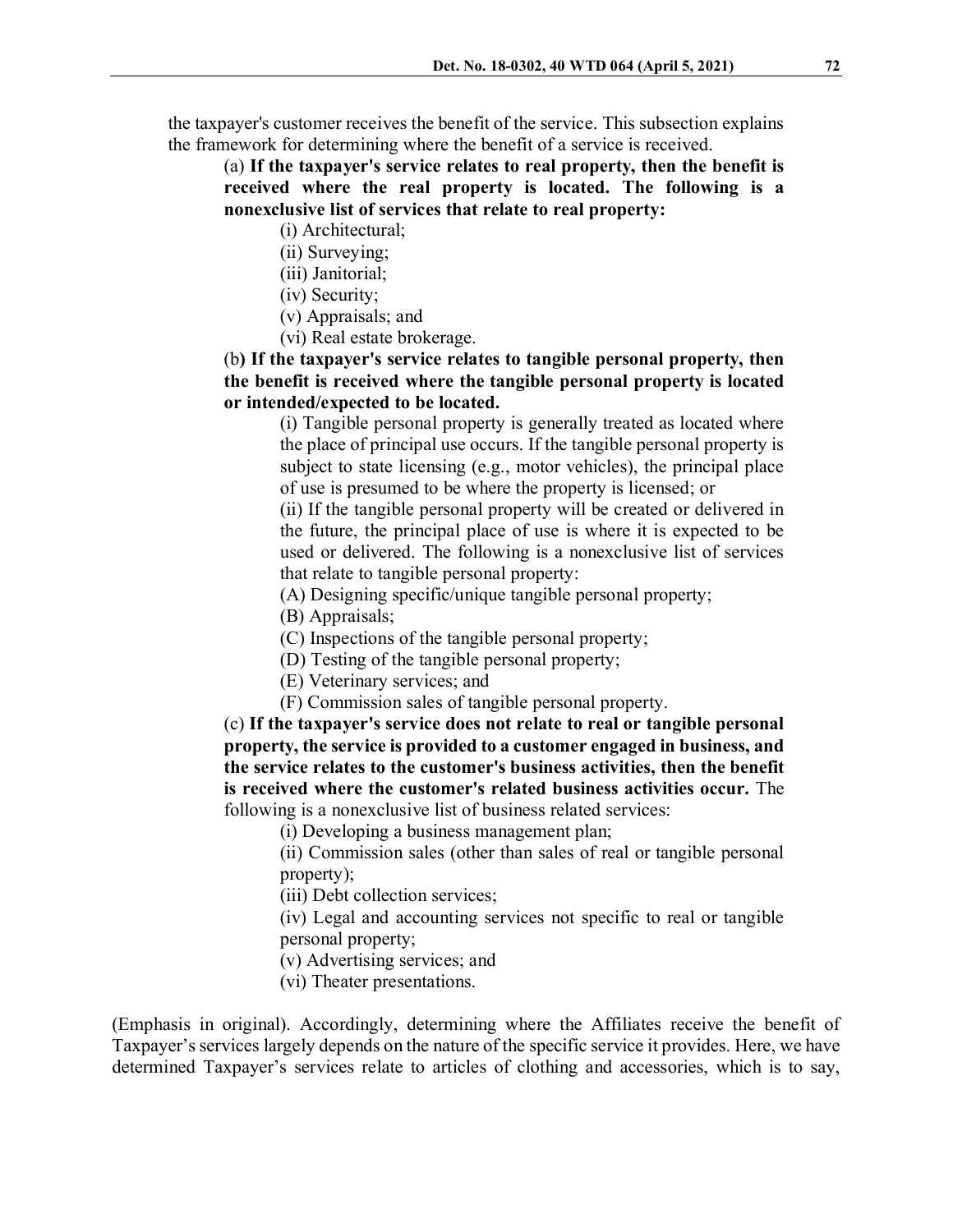the taxpayer's customer receives the benefit of the service. This subsection explains the framework for determining where the benefit of a service is received.

> (a) **If the taxpayer's service relates to real property, then the benefit is received where the real property is located. The following is a nonexclusive list of services that relate to real property:**
>
> > (i) Architectural;
> > (ii) Surveying;
> > (iii) Janitorial;
> > (iv) Security;
> > (v) Appraisals; and
> > (vi) Real estate brokerage.
>
> (b**) If the taxpayer's service relates to tangible personal property, then the benefit is received where the tangible personal property is located or intended/expected to be located.**
>
> > (i) Tangible personal property is generally treated as located where the place of principal use occurs. If the tangible personal property is subject to state licensing (e.g., motor vehicles), the principal place of use is presumed to be where the property is licensed; or
> >
> > (ii) If the tangible personal property will be created or delivered in the future, the principal place of use is where it is expected to be used or delivered. The following is a nonexclusive list of services that relate to tangible personal property:
> >
> > (A) Designing specific/unique tangible personal property;
> > (B) Appraisals;
> > (C) Inspections of the tangible personal property;
> > (D) Testing of the tangible personal property;
> > (E) Veterinary services; and
> > (F) Commission sales of tangible personal property.
>
> (c) **If the taxpayer's service does not relate to real or tangible personal property, the service is provided to a customer engaged in business, and the service relates to the customer's business activities, then the benefit is received where the customer's related business activities occur.** The following is a nonexclusive list of business related services:
>
> > (i) Developing a business management plan;
> > (ii) Commission sales (other than sales of real or tangible personal property);
> > (iii) Debt collection services;
> > (iv) Legal and accounting services not specific to real or tangible personal property;
> > (v) Advertising services; and
> > (vi) Theater presentations.

(Emphasis in original). Accordingly, determining where the Affiliates receive the benefit of Taxpayer's services largely depends on the nature of the specific service it provides. Here, we have determined Taxpayer's services relate to articles of clothing and accessories, which is to say,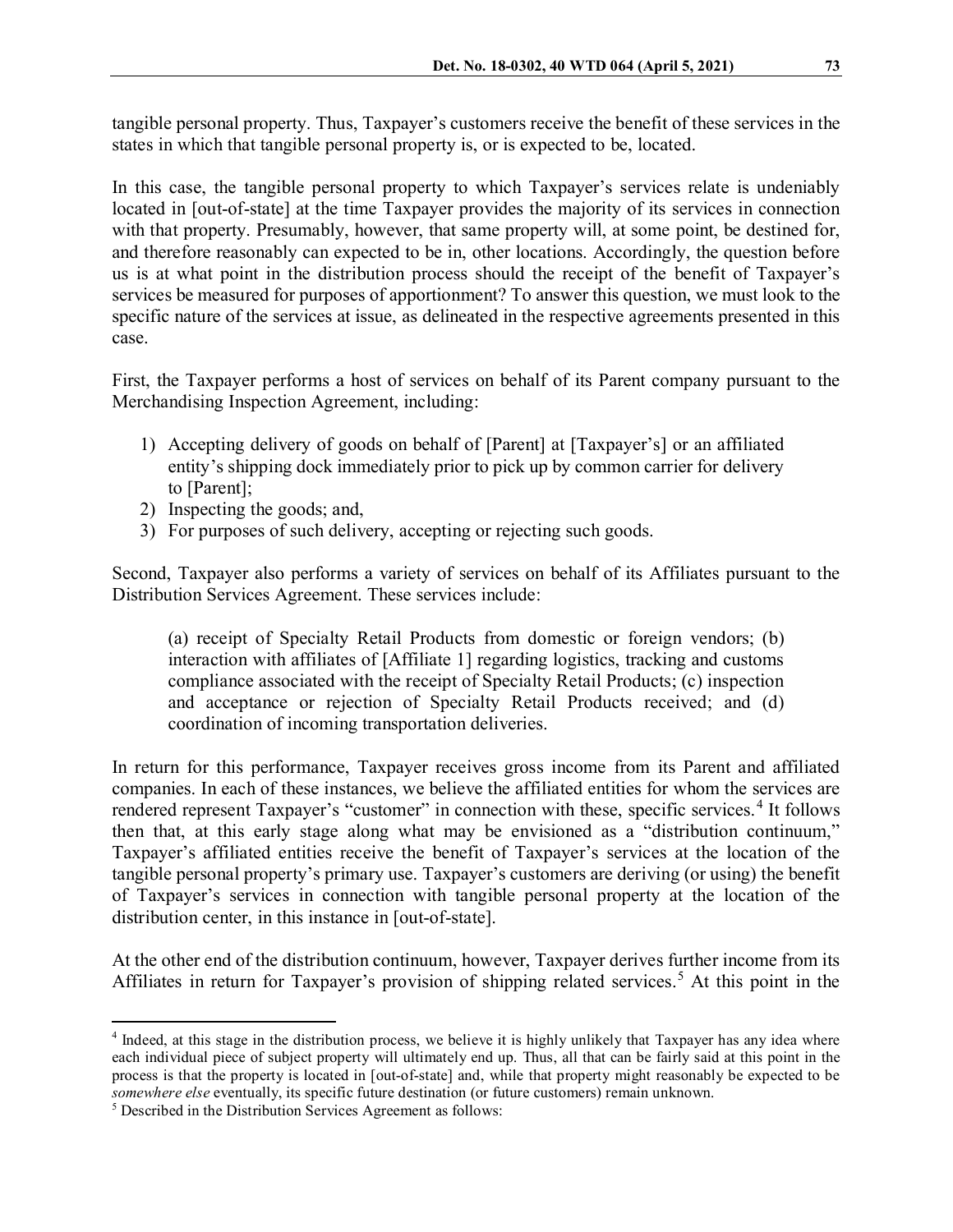tangible personal property. Thus, Taxpayer's customers receive the benefit of these services in the states in which that tangible personal property is, or is expected to be, located.

In this case, the tangible personal property to which Taxpayer's services relate is undeniably located in [out-of-state] at the time Taxpayer provides the majority of its services in connection with that property. Presumably, however, that same property will, at some point, be destined for, and therefore reasonably can expected to be in, other locations. Accordingly, the question before us is at what point in the distribution process should the receipt of the benefit of Taxpayer's services be measured for purposes of apportionment? To answer this question, we must look to the specific nature of the services at issue, as delineated in the respective agreements presented in this case.

First, the Taxpayer performs a host of services on behalf of its Parent company pursuant to the Merchandising Inspection Agreement, including:

1) Accepting delivery of goods on behalf of [Parent] at [Taxpayer's] or an affiliated entity's shipping dock immediately prior to pick up by common carrier for delivery to [Parent];
2) Inspecting the goods; and,
3) For purposes of such delivery, accepting or rejecting such goods.

Second, Taxpayer also performs a variety of services on behalf of its Affiliates pursuant to the Distribution Services Agreement. These services include:

> (a) receipt of Specialty Retail Products from domestic or foreign vendors; (b) interaction with affiliates of [Affiliate 1] regarding logistics, tracking and customs compliance associated with the receipt of Specialty Retail Products; (c) inspection and acceptance or rejection of Specialty Retail Products received; and (d) coordination of incoming transportation deliveries.

In return for this performance, Taxpayer receives gross income from its Parent and affiliated companies. In each of these instances, we believe the affiliated entities for whom the services are rendered represent Taxpayer's "customer" in connection with these, specific services.[4] It follows then that, at this early stage along what may be envisioned as a "distribution continuum," Taxpayer's affiliated entities receive the benefit of Taxpayer's services at the location of the tangible personal property's primary use. Taxpayer's customers are deriving (or using) the benefit of Taxpayer's services in connection with tangible personal property at the location of the distribution center, in this instance in [out-of-state].

At the other end of the distribution continuum, however, Taxpayer derives further income from its Affiliates in return for Taxpayer's provision of shipping related services.[5] At this point in the

---

[4] Indeed, at this stage in the distribution process, we believe it is highly unlikely that Taxpayer has any idea where each individual piece of subject property will ultimately end up. Thus, all that can be fairly said at this point in the process is that the property is located in [out-of-state] and, while that property might reasonably be expected to be *somewhere else* eventually, its specific future destination (or future customers) remain unknown.

[5] Described in the Distribution Services Agreement as follows: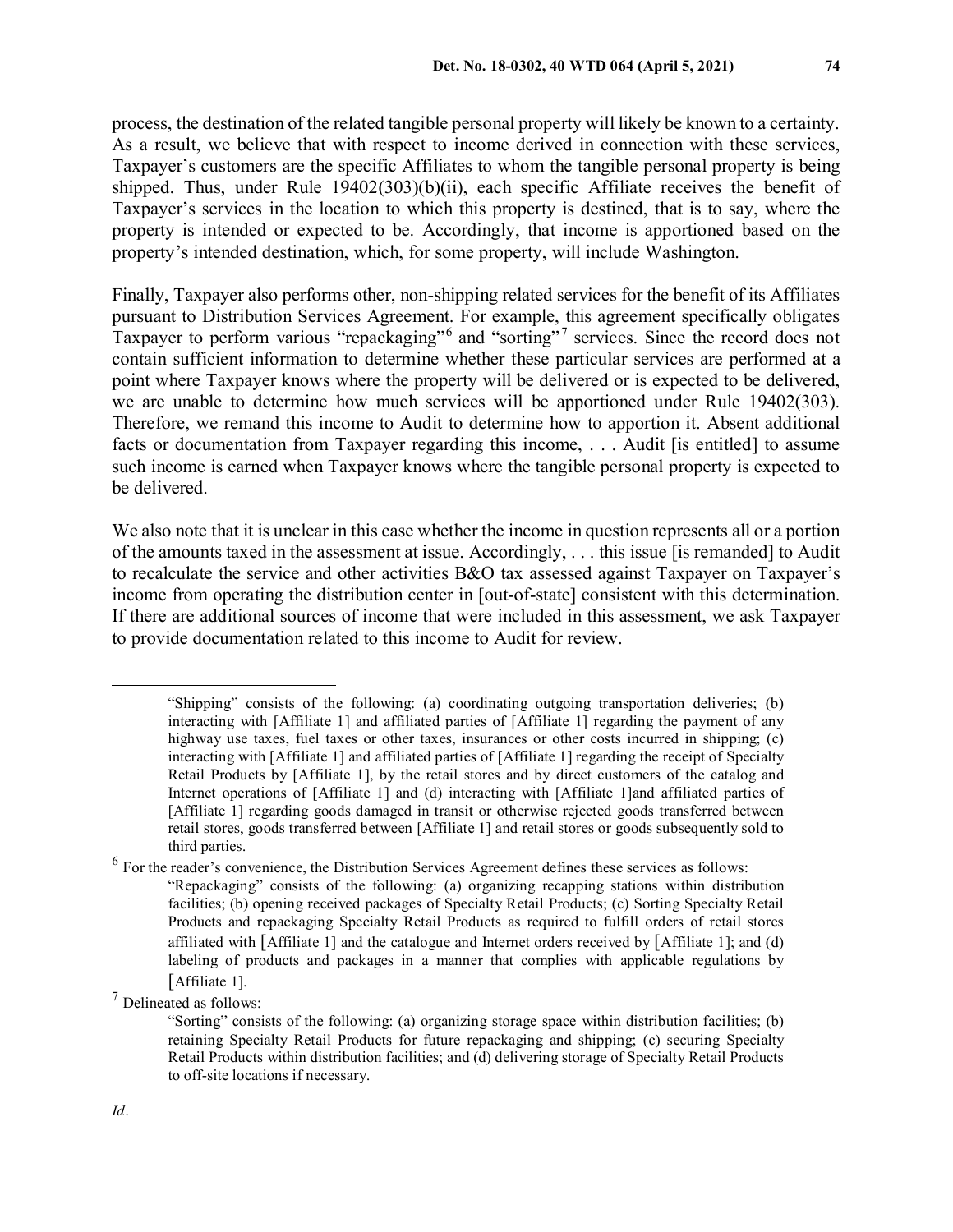process, the destination of the related tangible personal property will likely be known to a certainty. As a result, we believe that with respect to income derived in connection with these services, Taxpayer's customers are the specific Affiliates to whom the tangible personal property is being shipped. Thus, under Rule 19402(303)(b)(ii), each specific Affiliate receives the benefit of Taxpayer's services in the location to which this property is destined, that is to say, where the property is intended or expected to be. Accordingly, that income is apportioned based on the property's intended destination, which, for some property, will include Washington.

Finally, Taxpayer also performs other, non-shipping related services for the benefit of its Affiliates pursuant to Distribution Services Agreement. For example, this agreement specifically obligates Taxpayer to perform various "repackaging"[6] and "sorting"[7] services. Since the record does not contain sufficient information to determine whether these particular services are performed at a point where Taxpayer knows where the property will be delivered or is expected to be delivered, we are unable to determine how much services will be apportioned under Rule 19402(303). Therefore, we remand this income to Audit to determine how to apportion it. Absent additional facts or documentation from Taxpayer regarding this income, . . . Audit [is entitled] to assume such income is earned when Taxpayer knows where the tangible personal property is expected to be delivered.

We also note that it is unclear in this case whether the income in question represents all or a portion of the amounts taxed in the assessment at issue. Accordingly, . . . this issue [is remanded] to Audit to recalculate the service and other activities B&O tax assessed against Taxpayer on Taxpayer's income from operating the distribution center in [out-of-state] consistent with this determination. If there are additional sources of income that were included in this assessment, we ask Taxpayer to provide documentation related to this income to Audit for review.

---

> "Shipping" consists of the following: (a) coordinating outgoing transportation deliveries; (b) interacting with [Affiliate 1] and affiliated parties of [Affiliate 1] regarding the payment of any highway use taxes, fuel taxes or other taxes, insurances or other costs incurred in shipping; (c) interacting with [Affiliate 1] and affiliated parties of [Affiliate 1] regarding the receipt of Specialty Retail Products by [Affiliate 1], by the retail stores and by direct customers of the catalog and Internet operations of [Affiliate 1] and (d) interacting with [Affiliate 1]and affiliated parties of [Affiliate 1] regarding goods damaged in transit or otherwise rejected goods transferred between retail stores, goods transferred between [Affiliate 1] and retail stores or goods subsequently sold to third parties.

[6] For the reader's convenience, the Distribution Services Agreement defines these services as follows:

> "Repackaging" consists of the following: (a) organizing recapping stations within distribution facilities; (b) opening received packages of Specialty Retail Products; (c) Sorting Specialty Retail Products and repackaging Specialty Retail Products as required to fulfill orders of retail stores affiliated with [Affiliate 1] and the catalogue and Internet orders received by [Affiliate 1]; and (d) labeling of products and packages in a manner that complies with applicable regulations by [Affiliate 1].

[7] Delineated as follows:

> "Sorting" consists of the following: (a) organizing storage space within distribution facilities; (b) retaining Specialty Retail Products for future repackaging and shipping; (c) securing Specialty Retail Products within distribution facilities; and (d) delivering storage of Specialty Retail Products to off-site locations if necessary.

*Id*.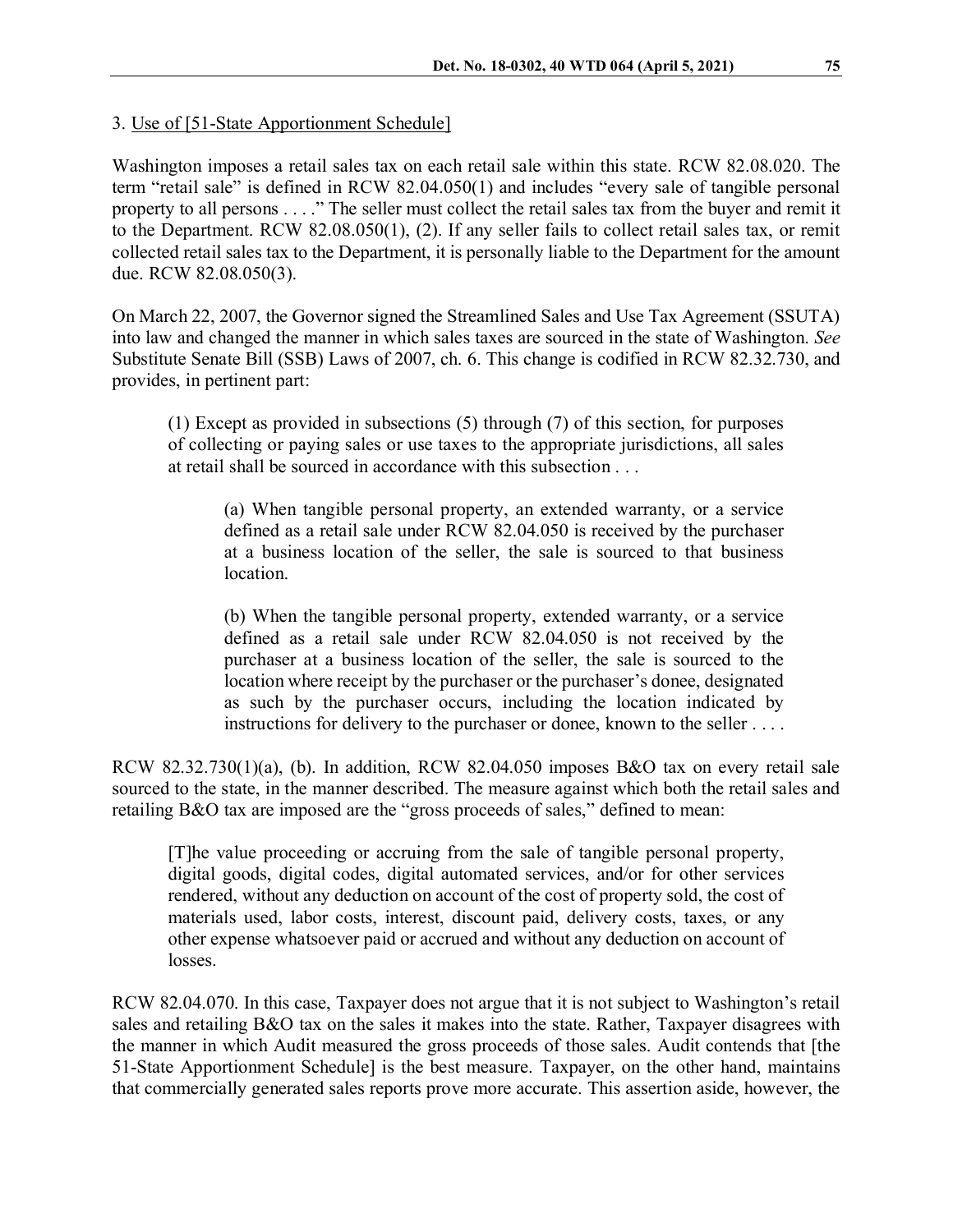3. Use of [51-State Apportionment Schedule]

Washington imposes a retail sales tax on each retail sale within this state. RCW 82.08.020. The term "retail sale" is defined in RCW 82.04.050(1) and includes "every sale of tangible personal property to all persons . . . ." The seller must collect the retail sales tax from the buyer and remit it to the Department. RCW 82.08.050(1), (2). If any seller fails to collect retail sales tax, or remit collected retail sales tax to the Department, it is personally liable to the Department for the amount due. RCW 82.08.050(3).

On March 22, 2007, the Governor signed the Streamlined Sales and Use Tax Agreement (SSUTA) into law and changed the manner in which sales taxes are sourced in the state of Washington. *See* Substitute Senate Bill (SSB) Laws of 2007, ch. 6. This change is codified in RCW 82.32.730, and provides, in pertinent part:

> (1) Except as provided in subsections (5) through (7) of this section, for purposes of collecting or paying sales or use taxes to the appropriate jurisdictions, all sales at retail shall be sourced in accordance with this subsection . . .
>
> > (a) When tangible personal property, an extended warranty, or a service defined as a retail sale under RCW 82.04.050 is received by the purchaser at a business location of the seller, the sale is sourced to that business location.
> >
> > (b) When the tangible personal property, extended warranty, or a service defined as a retail sale under RCW 82.04.050 is not received by the purchaser at a business location of the seller, the sale is sourced to the location where receipt by the purchaser or the purchaser's donee, designated as such by the purchaser occurs, including the location indicated by instructions for delivery to the purchaser or donee, known to the seller . . . .

RCW 82.32.730(1)(a), (b). In addition, RCW 82.04.050 imposes B&O tax on every retail sale sourced to the state, in the manner described. The measure against which both the retail sales and retailing B&O tax are imposed are the "gross proceeds of sales," defined to mean:

> [T]he value proceeding or accruing from the sale of tangible personal property, digital goods, digital codes, digital automated services, and/or for other services rendered, without any deduction on account of the cost of property sold, the cost of materials used, labor costs, interest, discount paid, delivery costs, taxes, or any other expense whatsoever paid or accrued and without any deduction on account of losses.

RCW 82.04.070. In this case, Taxpayer does not argue that it is not subject to Washington's retail sales and retailing B&O tax on the sales it makes into the state. Rather, Taxpayer disagrees with the manner in which Audit measured the gross proceeds of those sales. Audit contends that [the 51-State Apportionment Schedule] is the best measure. Taxpayer, on the other hand, maintains that commercially generated sales reports prove more accurate. This assertion aside, however, the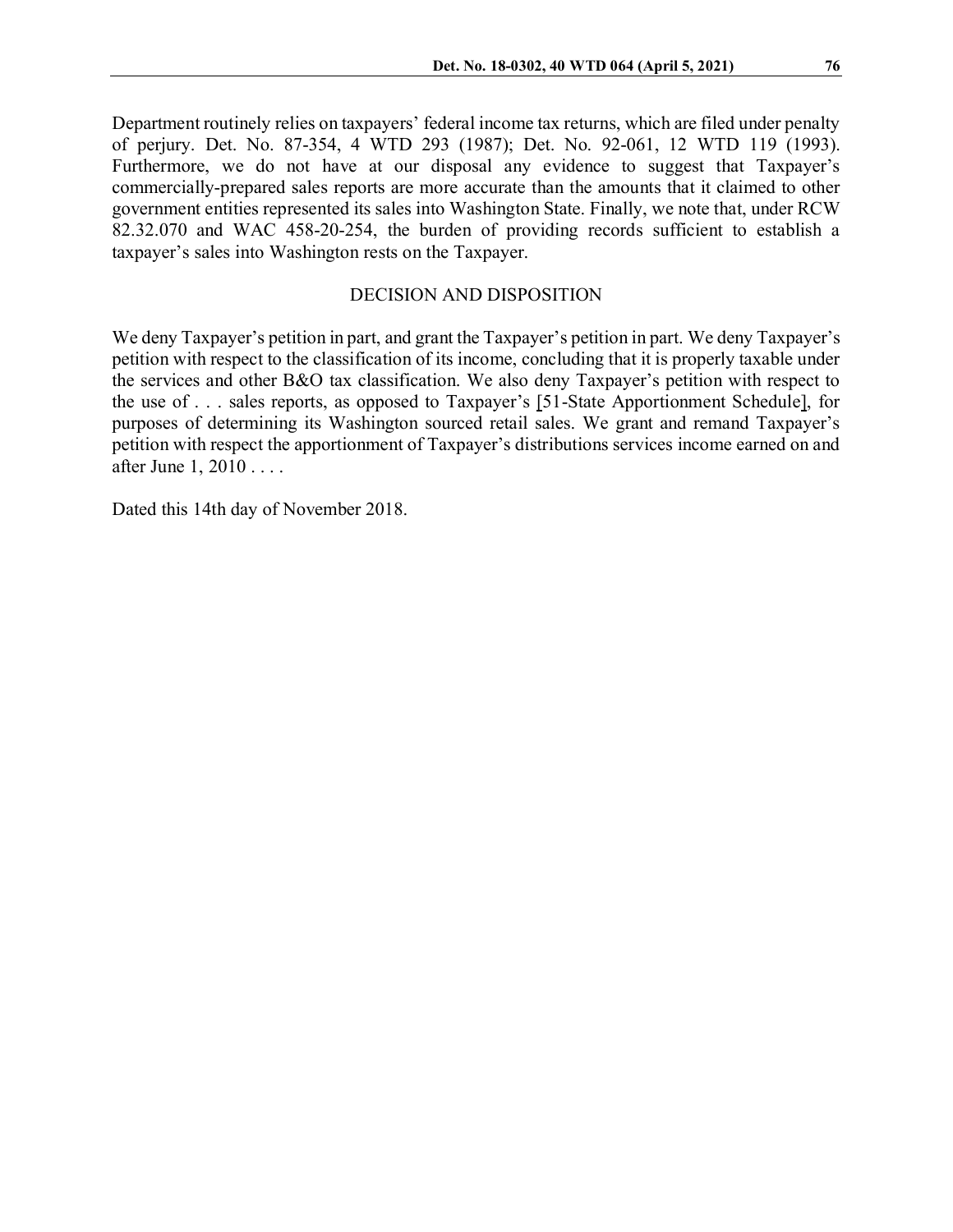Department routinely relies on taxpayers' federal income tax returns, which are filed under penalty of perjury. Det. No. 87-354, 4 WTD 293 (1987); Det. No. 92-061, 12 WTD 119 (1993). Furthermore, we do not have at our disposal any evidence to suggest that Taxpayer's commercially-prepared sales reports are more accurate than the amounts that it claimed to other government entities represented its sales into Washington State. Finally, we note that, under RCW 82.32.070 and WAC 458-20-254, the burden of providing records sufficient to establish a taxpayer's sales into Washington rests on the Taxpayer.

## DECISION AND DISPOSITION

We deny Taxpayer's petition in part, and grant the Taxpayer's petition in part. We deny Taxpayer's petition with respect to the classification of its income, concluding that it is properly taxable under the services and other B&O tax classification. We also deny Taxpayer's petition with respect to the use of . . . sales reports, as opposed to Taxpayer's [51-State Apportionment Schedule], for purposes of determining its Washington sourced retail sales. We grant and remand Taxpayer's petition with respect the apportionment of Taxpayer's distributions services income earned on and after June 1, 2010 . . . .

Dated this 14th day of November 2018.